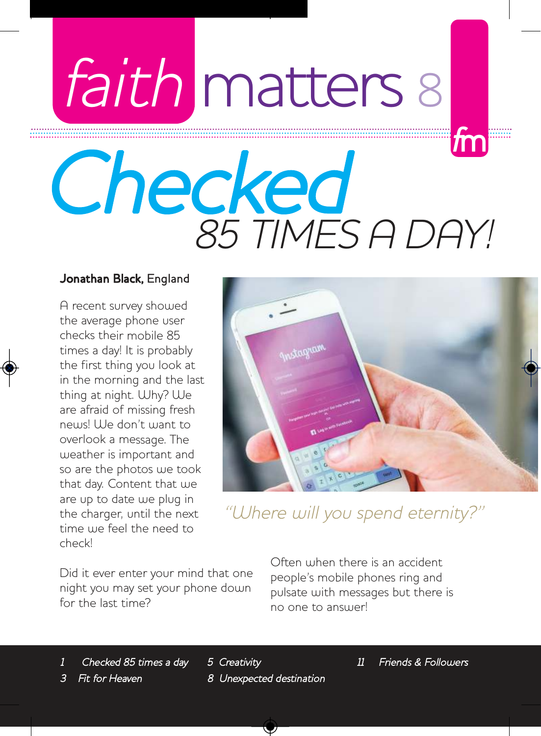# faith matters 8

# Checked 85 TIMES A DAY!

**Jonathan Black,** England

A recent survey showed the average phone user checks their mobile 85 times a day! It is probably the first thing you look at in the morning and the last thing at night. Why? We are afraid of missing fresh news! We don't want to overlook a message. The weather is important and so are the photos we took that day. Content that we are up to date we plug in the charger, until the next time we feel the need to check!

*"Where will you spend eternity?"*

Did it ever enter your mind that one night you may set your phone down for the last time?

Often when there is an accident people's mobile phones ring and pulsate with messages but there is no one to answer!

- *1 Checked 85 times a day*
- *3 Fit for Heaven*
- *5 Creativity*
- *8 Unexpected destination*
- *11 Friends & Followers*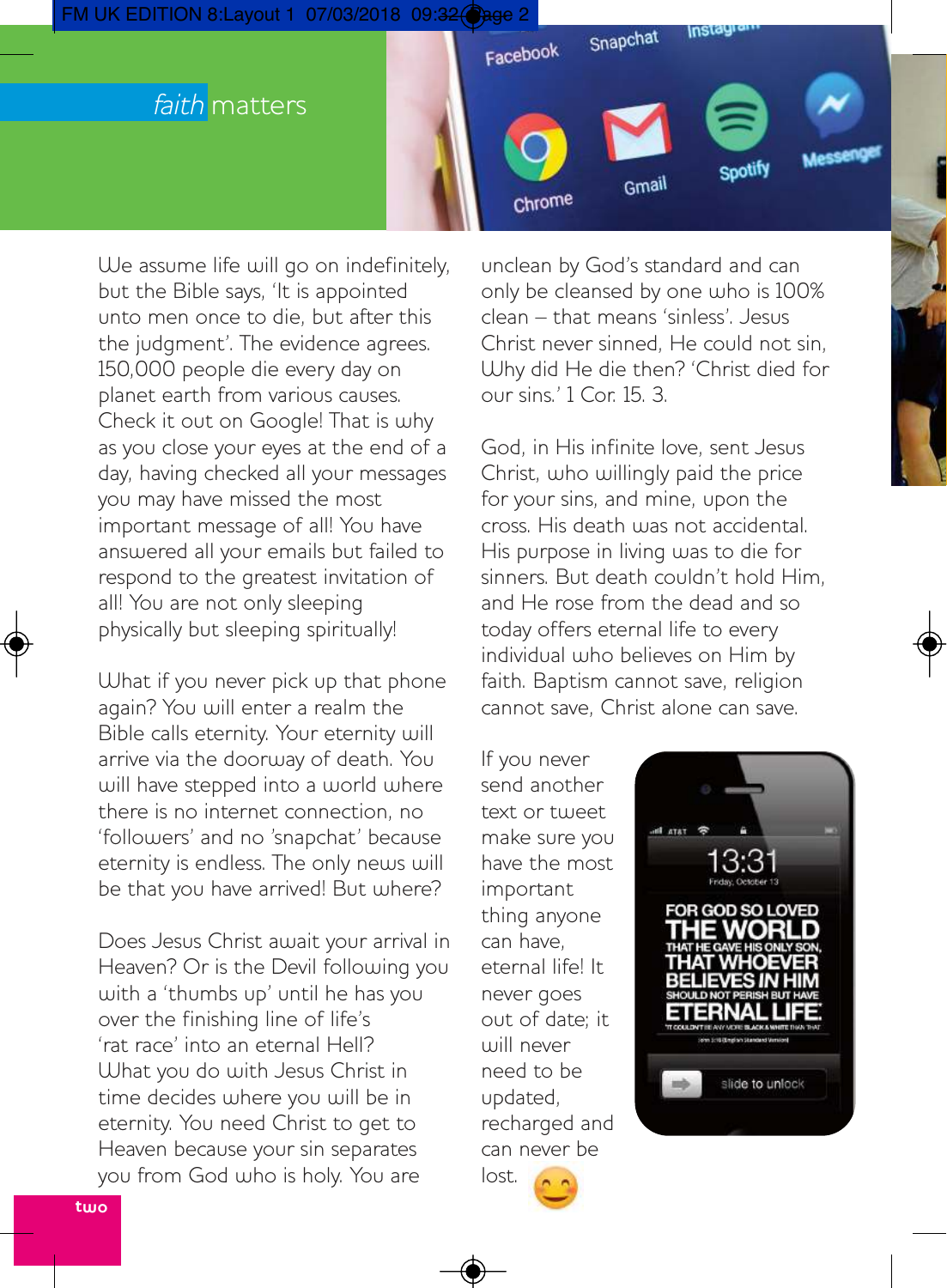# *faith* matters

We assume life will go on indefinitely, but the Bible says, 'It is appointed unto men once to die, but after this the judgment'. The evidence agrees. 150,000 people die every day on planet earth from various causes. Check it out on Google! That is why as you close your eyes at the end of a day, having checked all your messages you may have missed the most important message of all! You have answered all your emails but failed to respond to the greatest invitation of all! You are not only sleeping physically but sleeping spiritually!

What if you never pick up that phone again? You will enter a realm the Bible calls eternity. Your eternity will arrive via the doorway of death. You will have stepped into a world where there is no internet connection, no 'followers' and no 'snapchat' because eternity is endless. The only news will be that you have arrived! But where?

Does Jesus Christ await your arrival in Heaven? Or is the Devil following you with a 'thumbs up' until he has you over the finishing line of life's 'rat race' into an eternal Hell? What you do with Jesus Christ in time decides where you will be in eternity. You need Christ to get to Heaven because your sin separates you from God who is holy. You are unclean by God's standard and can only be cleansed by one who is 100% clean – that means 'sinless'. Jesus Christ never sinned, He could not sin, Why did He die then? 'Christ died for our sins.' 1 Cor. 15. 3.

God, in His infinite love, sent Jesus Christ, who willingly paid the price for your sins, and mine, upon the cross. His death was not accidental. His purpose in living was to die for sinners. But death couldn't hold Him, and He rose from the dead and so today offers eternal life to every individual who believes on Him by faith. Baptism cannot save, religion cannot save, Christ alone can save.

If you never send another text or tweet make sure you have the most important thing anyone can have, eternal life! It never goes out of date; it will never need to be updated, recharged and can never be lost. 😊

13:31
Friday, October 13

FOR GOD SO LOVED THE WORLD THAT HE GAVE HIS ONLY SON, THAT WHOEVER BELIEVES IN HIM SHOULD NOT PERISH BUT HAVE ETERNAL LIFE.

slide to unlock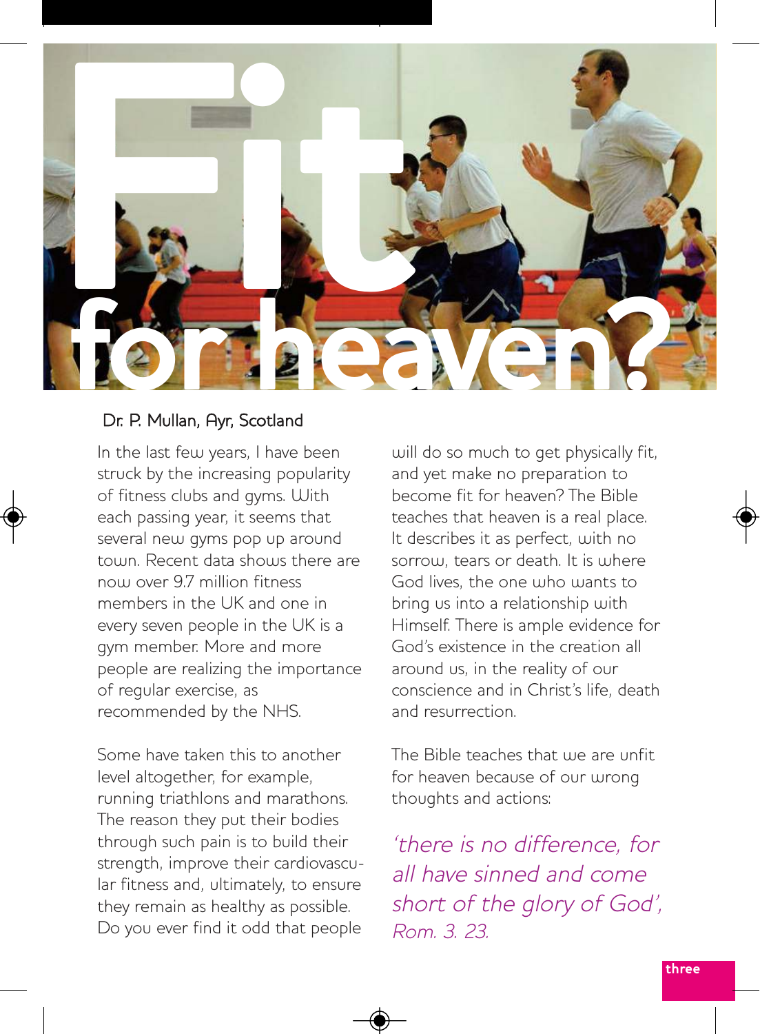# Fit for heaven?

Dr. P. Mullan, Ayr, Scotland

In the last few years, I have been struck by the increasing popularity of fitness clubs and gyms. With each passing year, it seems that several new gyms pop up around town. Recent data shows there are now over 9.7 million fitness members in the UK and one in every seven people in the UK is a gym member. More and more people are realizing the importance of regular exercise, as recommended by the NHS.

Some have taken this to another level altogether, for example, running triathlons and marathons. The reason they put their bodies through such pain is to build their strength, improve their cardiovascular fitness and, ultimately, to ensure they remain as healthy as possible. Do you ever find it odd that people will do so much to get physically fit, and yet make no preparation to become fit for heaven? The Bible teaches that heaven is a real place. It describes it as perfect, with no sorrow, tears or death. It is where God lives, the one who wants to bring us into a relationship with Himself. There is ample evidence for God's existence in the creation all around us, in the reality of our conscience and in Christ's life, death and resurrection.

The Bible teaches that we are unfit for heaven because of our wrong thoughts and actions:

*'there is no difference, for all have sinned and come short of the glory of God', Rom. 3. 23.*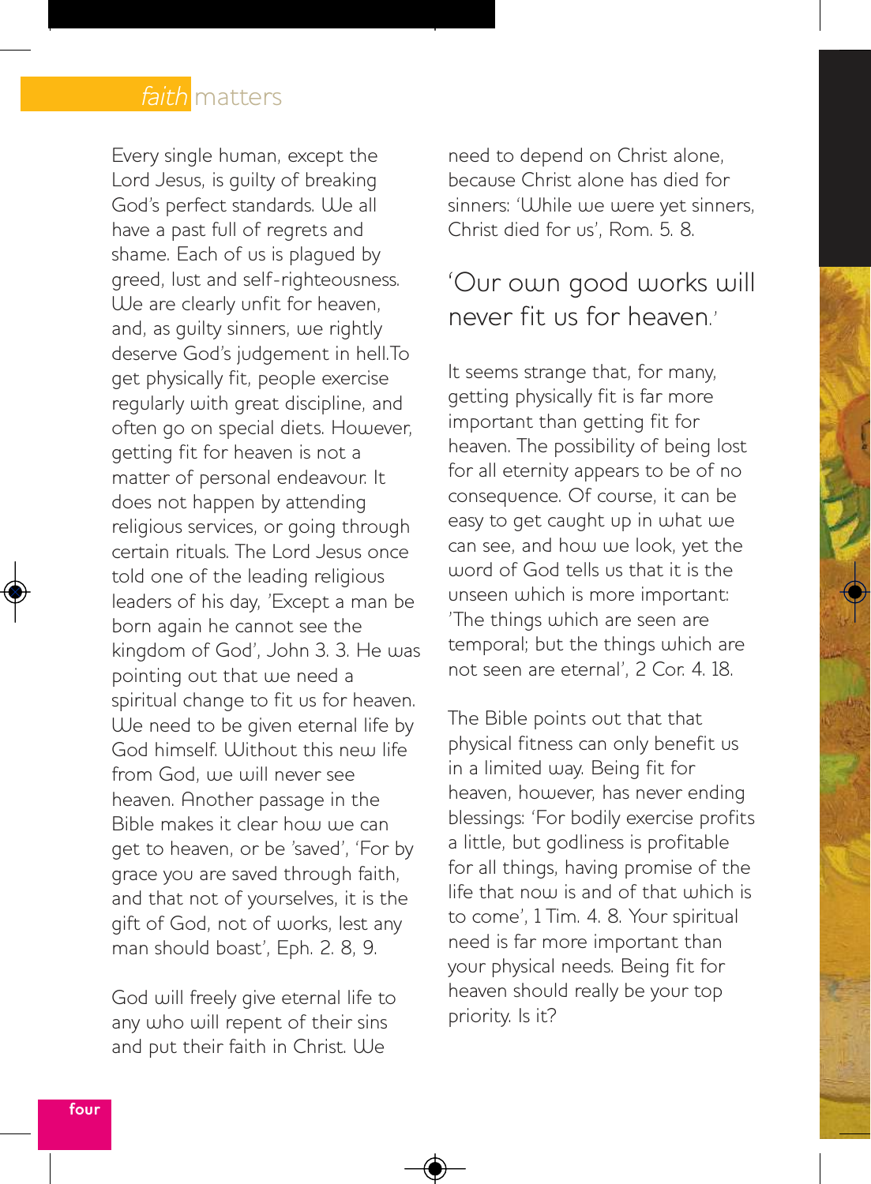Every single human, except the Lord Jesus, is guilty of breaking God's perfect standards. We all have a past full of regrets and shame. Each of us is plagued by greed, lust and self-righteousness. We are clearly unfit for heaven, and, as guilty sinners, we rightly deserve God's judgement in hell.To get physically fit, people exercise regularly with great discipline, and often go on special diets. However, getting fit for heaven is not a matter of personal endeavour. It does not happen by attending religious services, or going through certain rituals. The Lord Jesus once told one of the leading religious leaders of his day, 'Except a man be born again he cannot see the kingdom of God', John 3. 3. He was pointing out that we need a spiritual change to fit us for heaven. We need to be given eternal life by God himself. Without this new life from God, we will never see heaven. Another passage in the Bible makes it clear how we can get to heaven, or be 'saved', 'For by grace you are saved through faith, and that not of yourselves, it is the gift of God, not of works, lest any man should boast', Eph. 2. 8, 9.

God will freely give eternal life to any who will repent of their sins and put their faith in Christ. We need to depend on Christ alone, because Christ alone has died for sinners: 'While we were yet sinners, Christ died for us', Rom. 5. 8.

## 'Our own good works will never fit us for heaven.'

It seems strange that, for many, getting physically fit is far more important than getting fit for heaven. The possibility of being lost for all eternity appears to be of no consequence. Of course, it can be easy to get caught up in what we can see, and how we look, yet the word of God tells us that it is the unseen which is more important: 'The things which are seen are temporal; but the things which are not seen are eternal', 2 Cor. 4. 18.

The Bible points out that that physical fitness can only benefit us in a limited way. Being fit for heaven, however, has never ending blessings: 'For bodily exercise profits a little, but godliness is profitable for all things, having promise of the life that now is and of that which is to come', 1 Tim. 4. 8. Your spiritual need is far more important than your physical needs. Being fit for heaven should really be your top priority. Is it?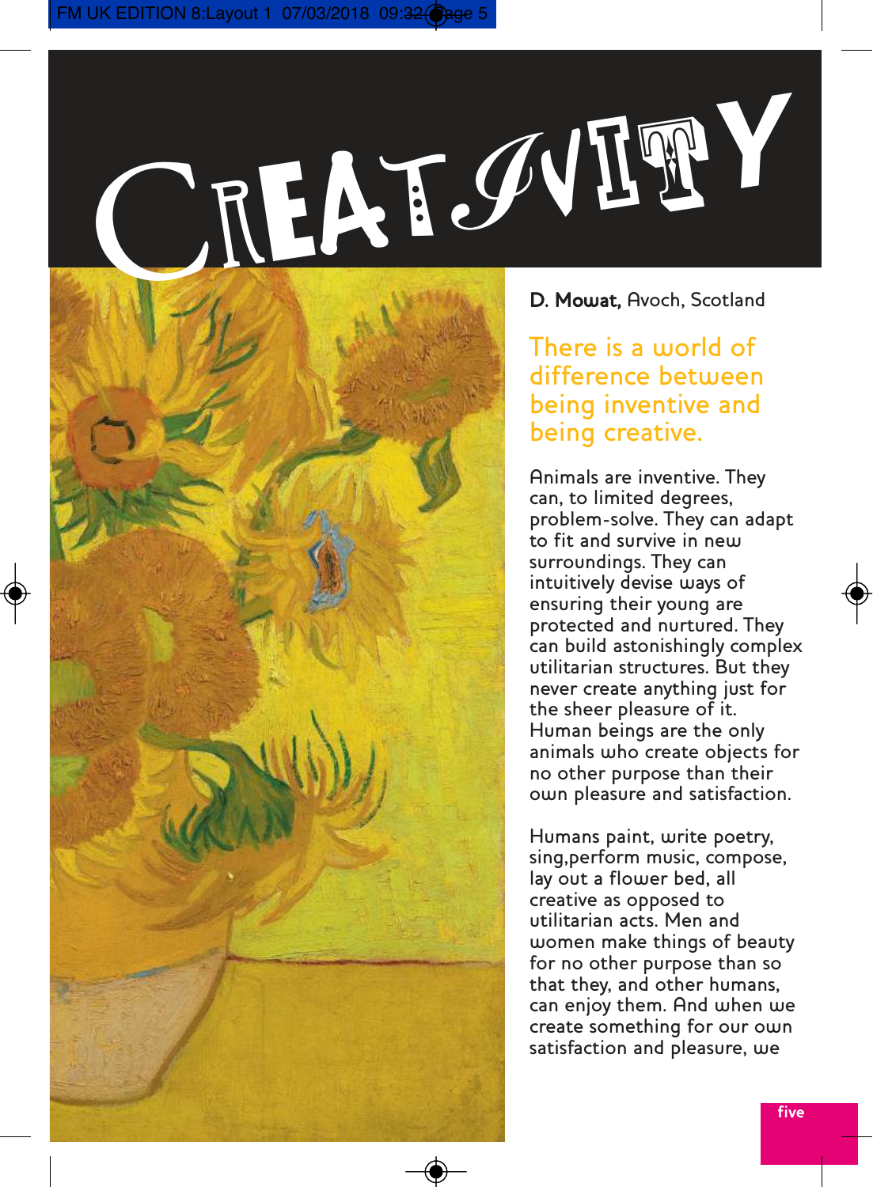# CREATIVITY

**D. Mowat,** Avoch, Scotland

## There is a world of difference between being inventive and being creative.

Animals are inventive. They can, to limited degrees, problem-solve. They can adapt to fit and survive in new surroundings. They can intuitively devise ways of ensuring their young are protected and nurtured. They can build astonishingly complex utilitarian structures. But they never create anything just for the sheer pleasure of it. Human beings are the only animals who create objects for no other purpose than their own pleasure and satisfaction.

Humans paint, write poetry, sing,perform music, compose, lay out a flower bed, all creative as opposed to utilitarian acts. Men and women make things of beauty for no other purpose than so that they, and other humans, can enjoy them. And when we create something for our own satisfaction and pleasure, we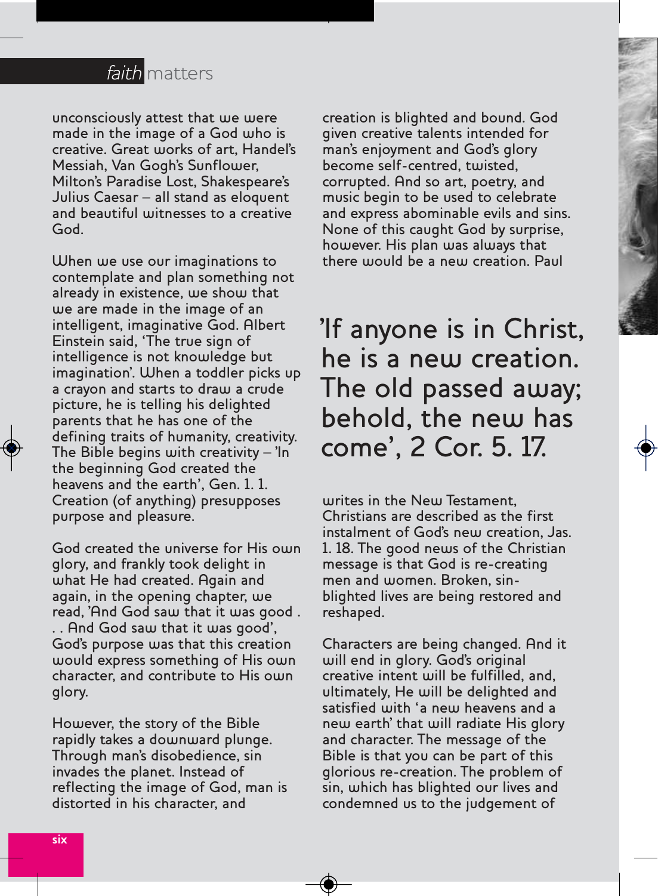unconsciously attest that we were made in the image of a God who is creative. Great works of art, Handel's Messiah, Van Gogh's Sunflower, Milton's Paradise Lost, Shakespeare's Julius Caesar – all stand as eloquent and beautiful witnesses to a creative God.

When we use our imaginations to contemplate and plan something not already in existence, we show that we are made in the image of an intelligent, imaginative God. Albert Einstein said, 'The true sign of intelligence is not knowledge but imagination'. When a toddler picks up a crayon and starts to draw a crude picture, he is telling his delighted parents that he has one of the defining traits of humanity, creativity. The Bible begins with creativity – 'In the beginning God created the heavens and the earth', Gen. 1. 1. Creation (of anything) presupposes purpose and pleasure.

God created the universe for His own glory, and frankly took delight in what He had created. Again and again, in the opening chapter, we read, 'And God saw that it was good . . . And God saw that it was good', God's purpose was that this creation would express something of His own character, and contribute to His own glory.

However, the story of the Bible rapidly takes a downward plunge. Through man's disobedience, sin invades the planet. Instead of reflecting the image of God, man is distorted in his character, and creation is blighted and bound. God given creative talents intended for man's enjoyment and God's glory become self-centred, twisted, corrupted. And so art, poetry, and music begin to be used to celebrate and express abominable evils and sins. None of this caught God by surprise, however. His plan was always that there would be a new creation. Paul writes in the New Testament, Christians are described as the first instalment of God's new creation, Jas. 1. 18. The good news of the Christian message is that God is re-creating men and women. Broken, sin-blighted lives are being restored and reshaped.

## 'If anyone is in Christ, he is a new creation. The old passed away; behold, the new has come', 2 Cor. 5. 17.

Characters are being changed. And it will end in glory. God's original creative intent will be fulfilled, and, ultimately, He will be delighted and satisfied with 'a new heavens and a new earth' that will radiate His glory and character. The message of the Bible is that you can be part of this glorious re-creation. The problem of sin, which has blighted our lives and condemned us to the judgement of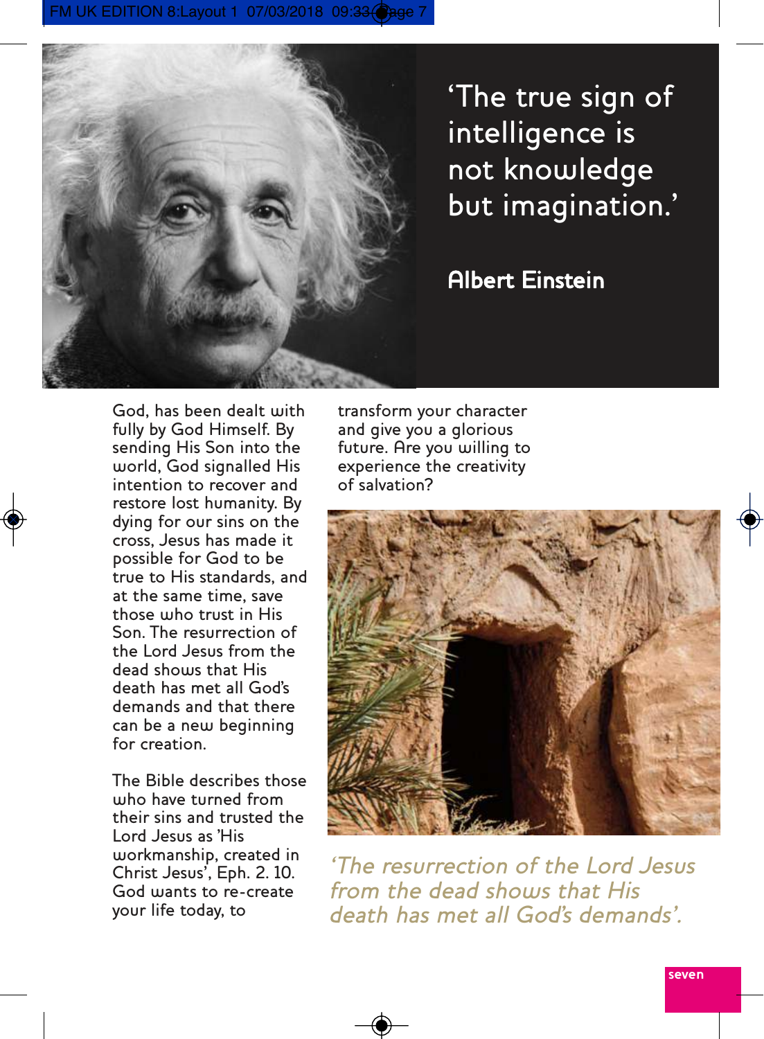> 'The true sign of intelligence is not knowledge but imagination.'
>
> **Albert Einstein**

God, has been dealt with fully by God Himself. By sending His Son into the world, God signalled His intention to recover and restore lost humanity. By dying for our sins on the cross, Jesus has made it possible for God to be true to His standards, and at the same time, save those who trust in His Son. The resurrection of the Lord Jesus from the dead shows that His death has met all God's demands and that there can be a new beginning for creation.

The Bible describes those who have turned from their sins and trusted the Lord Jesus as 'His workmanship, created in Christ Jesus', Eph. 2. 10. God wants to re-create your life today, to transform your character and give you a glorious future. Are you willing to experience the creativity of salvation?

*'The resurrection of the Lord Jesus from the dead shows that His death has met all God's demands'.*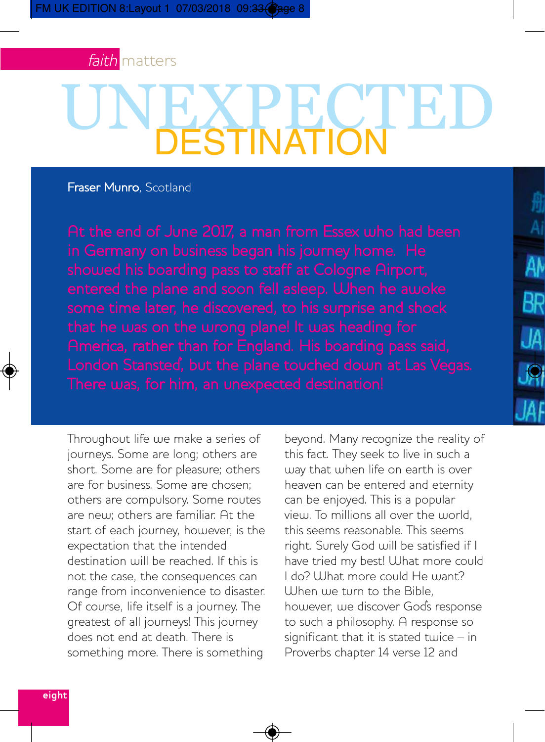*faith* matters

# UNEXPECTED DESTINATION

**Fraser Munro**, Scotland

At the end of June 2017, a man from Essex who had been in Germany on business began his journey home. He showed his boarding pass to staff at Cologne Airport, entered the plane and soon fell asleep. When he awoke some time later, he discovered, to his surprise and shock that he was on the wrong plane! It was heading for America, rather than for England. His boarding pass said, London Stansted', but the plane touched down at Las Vegas. There was, for him, an unexpected destination!

Throughout life we make a series of journeys. Some are long; others are short. Some are for pleasure; others are for business. Some are chosen; others are compulsory. Some routes are new; others are familiar. At the start of each journey, however, is the expectation that the intended destination will be reached. If this is not the case, the consequences can range from inconvenience to disaster. Of course, life itself is a journey. The greatest of all journeys! This journey does not end at death. There is something more. There is something beyond. Many recognize the reality of this fact. They seek to live in such a way that when life on earth is over heaven can be entered and eternity can be enjoyed. This is a popular view. To millions all over the world, this seems reasonable. This seems right. Surely God will be satisfied if I have tried my best! What more could I do? What more could He want? When we turn to the Bible, however, we discover God's response to such a philosophy. A response so significant that it is stated twice – in Proverbs chapter 14 verse 12 and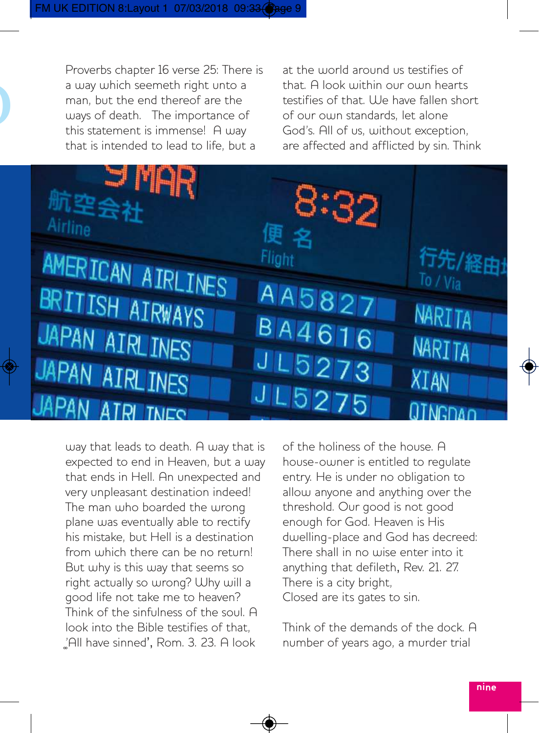Proverbs chapter 16 verse 25: There is a way which seemeth right unto a man, but the end thereof are the ways of death. The importance of this statement is immense! A way that is intended to lead to life, but a way that leads to death. A way that is expected to end in Heaven, but a way that ends in Hell. An unexpected and very unpleasant destination indeed! The man who boarded the wrong plane was eventually able to rectify his mistake, but Hell is a destination from which there can be no return! But why is this way that seems so right actually so wrong? Why will a good life not take me to heaven? Think of the sinfulness of the soul. A look into the Bible testifies of that, 'All have sinned', Rom. 3. 23. A look at the world around us testifies of that. A look within our own hearts testifies of that. We have fallen short of our own standards, let alone God's. All of us, without exception, are affected and afflicted by sin. Think of the holiness of the house. A house-owner is entitled to regulate entry. He is under no obligation to allow anyone and anything over the threshold. Our good is not good enough for God. Heaven is His dwelling-place and God has decreed: There shall in no wise enter into it anything that defileth, Rev. 21. 27.

There is a city bright,  
Closed are its gates to sin.

Think of the demands of the dock. A number of years ago, a murder trial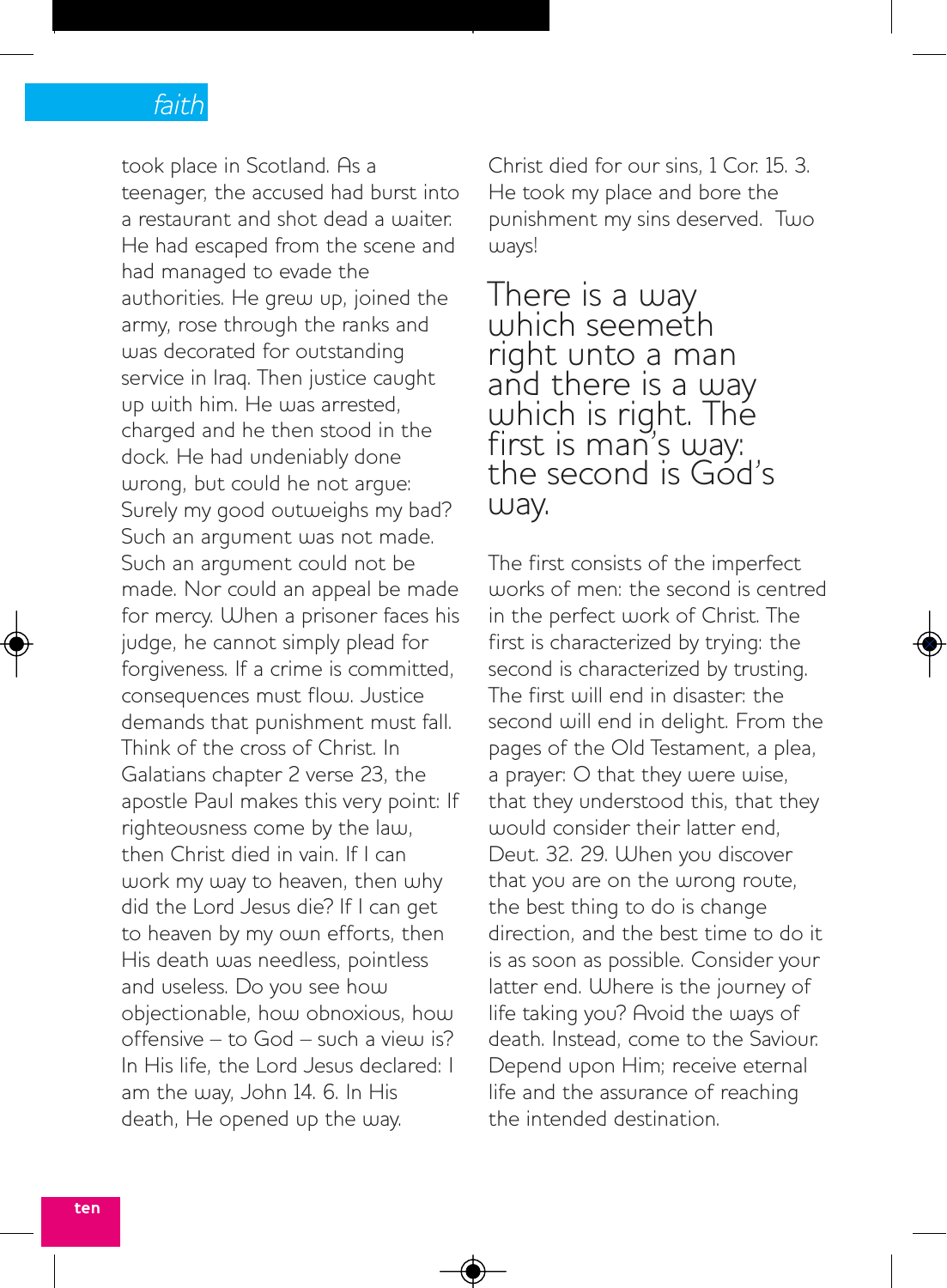took place in Scotland. As a teenager, the accused had burst into a restaurant and shot dead a waiter. He had escaped from the scene and had managed to evade the authorities. He grew up, joined the army, rose through the ranks and was decorated for outstanding service in Iraq. Then justice caught up with him. He was arrested, charged and he then stood in the dock. He had undeniably done wrong, but could he not argue: Surely my good outweighs my bad? Such an argument was not made. Such an argument could not be made. Nor could an appeal be made for mercy. When a prisoner faces his judge, he cannot simply plead for forgiveness. If a crime is committed, consequences must flow. Justice demands that punishment must fall. Think of the cross of Christ. In Galatians chapter 2 verse 23, the apostle Paul makes this very point: If righteousness come by the law, then Christ died in vain. If I can work my way to heaven, then why did the Lord Jesus die? If I can get to heaven by my own efforts, then His death was needless, pointless and useless. Do you see how objectionable, how obnoxious, how offensive – to God – such a view is? In His life, the Lord Jesus declared: I am the way, John 14. 6. In His death, He opened up the way. Christ died for our sins, 1 Cor. 15. 3. He took my place and bore the punishment my sins deserved. Two ways!

## There is a way which seemeth right unto a man and there is a way which is right. The first is man's way: the second is God's way.

The first consists of the imperfect works of men: the second is centred in the perfect work of Christ. The first is characterized by trying: the second is characterized by trusting. The first will end in disaster: the second will end in delight. From the pages of the Old Testament, a plea, a prayer: O that they were wise, that they understood this, that they would consider their latter end, Deut. 32. 29. When you discover that you are on the wrong route, the best thing to do is change direction, and the best time to do it is as soon as possible. Consider your latter end. Where is the journey of life taking you? Avoid the ways of death. Instead, come to the Saviour. Depend upon Him; receive eternal life and the assurance of reaching the intended destination.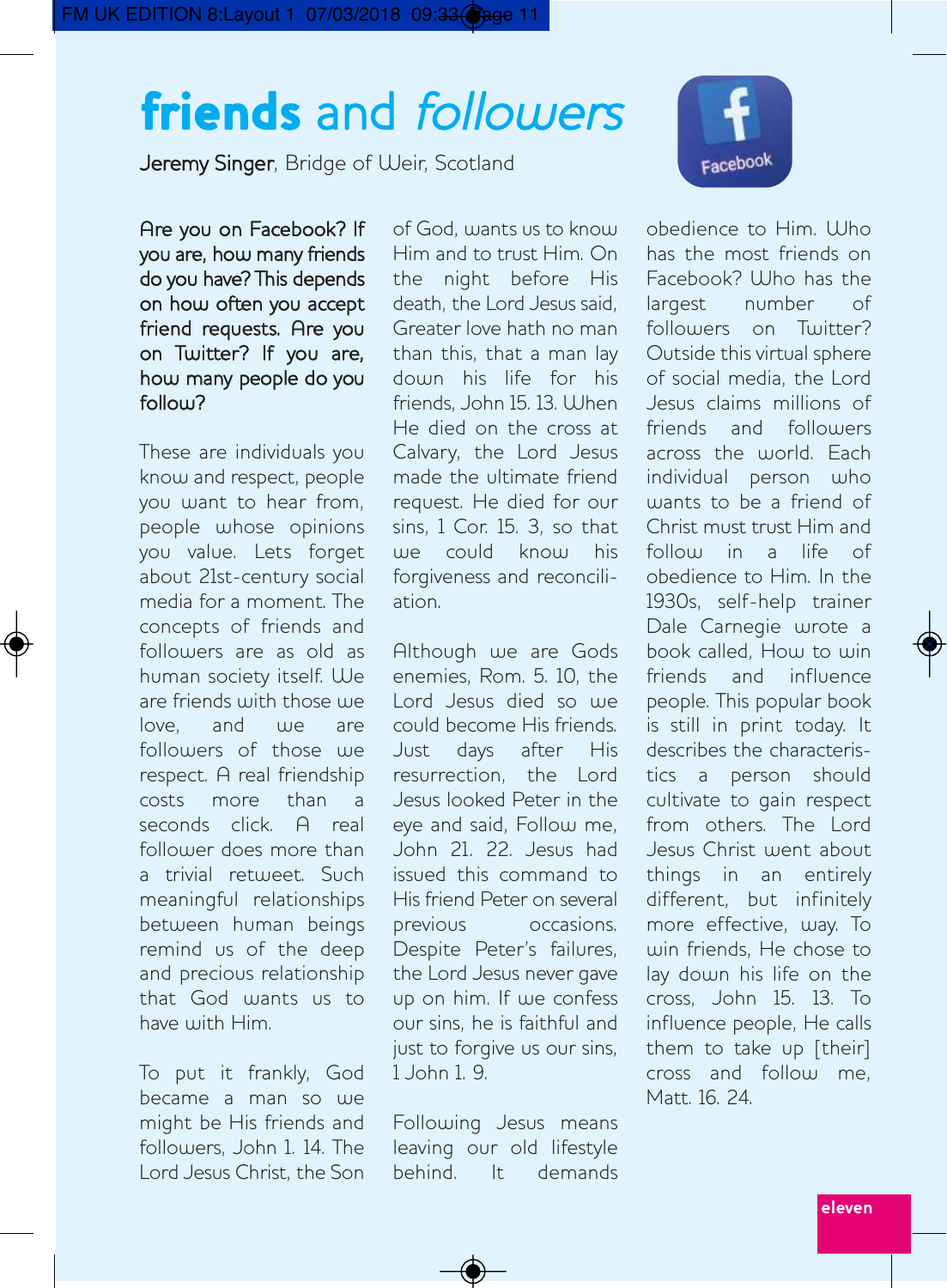# friends and *followers*

Jeremy Singer, Bridge of Weir, Scotland

Are you on Facebook? If you are, how many friends do you have? This depends on how often you accept friend requests. Are you on Twitter? If you are, how many people do you follow?

These are individuals you know and respect, people you want to hear from, people whose opinions you value. Lets forget about 21st-century social media for a moment. The concepts of friends and followers are as old as human society itself. We are friends with those we love, and we are followers of those we respect. A real friendship costs more than a seconds click. A real follower does more than a trivial retweet. Such meaningful relationships between human beings remind us of the deep and precious relationship that God wants us to have with Him.

To put it frankly, God became a man so we might be His friends and followers, John 1. 14. The Lord Jesus Christ, the Son of God, wants us to know Him and to trust Him. On the night before His death, the Lord Jesus said, Greater love hath no man than this, that a man lay down his life for his friends, John 15. 13. When He died on the cross at Calvary, the Lord Jesus made the ultimate friend request. He died for our sins, 1 Cor. 15. 3, so that we could know his forgiveness and reconciliation.

Although we are Gods enemies, Rom. 5. 10, the Lord Jesus died so we could become His friends. Just days after His resurrection, the Lord Jesus looked Peter in the eye and said, Follow me, John 21. 22. Jesus had issued this command to His friend Peter on several previous occasions. Despite Peter's failures, the Lord Jesus never gave up on him. If we confess our sins, he is faithful and just to forgive us our sins, 1 John 1. 9.

Following Jesus means leaving our old lifestyle behind. It demands obedience to Him. Who has the most friends on Facebook? Who has the largest number of followers on Twitter? Outside this virtual sphere of social media, the Lord Jesus claims millions of friends and followers across the world. Each individual person who wants to be a friend of Christ must trust Him and follow in a life of obedience to Him. In the 1930s, self-help trainer Dale Carnegie wrote a book called, How to win friends and influence people. This popular book is still in print today. It describes the characteristics a person should cultivate to gain respect from others. The Lord Jesus Christ went about things in an entirely different, but infinitely more effective, way. To win friends, He chose to lay down his life on the cross, John 15. 13. To influence people, He calls them to take up [their] cross and follow me, Matt. 16. 24.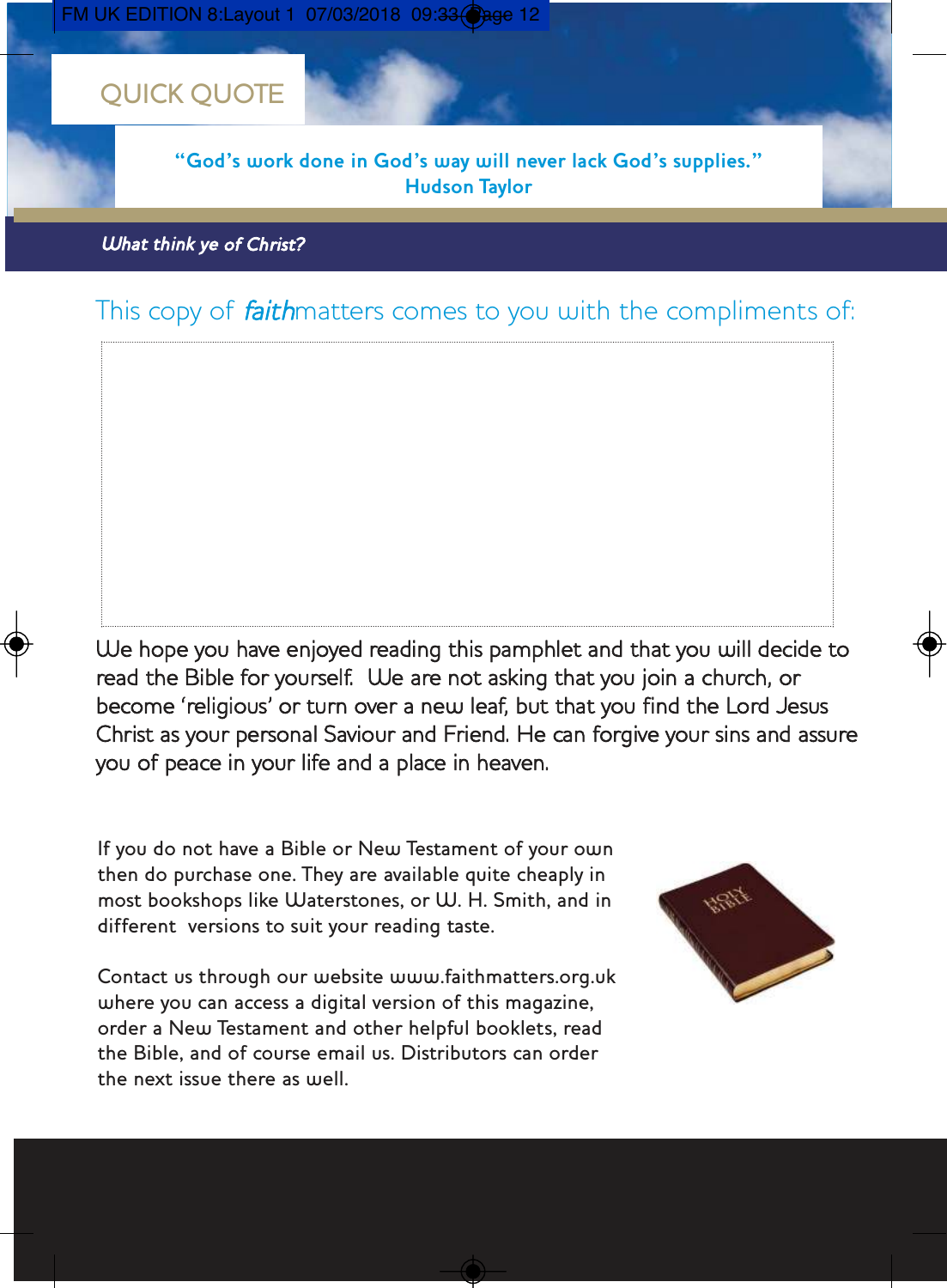QUICK QUOTE

**"God's work done in God's way will never lack God's supplies."**
**Hudson Taylor**

*What think ye of Christ?*

This copy of *faith*matters comes to you with the compliments of:

We hope you have enjoyed reading this pamphlet and that you will decide to read the Bible for yourself. We are not asking that you join a church, or become 'religious' or turn over a new leaf, but that you find the Lord Jesus Christ as your personal Saviour and Friend. He can forgive your sins and assure you of peace in your life and a place in heaven.

If you do not have a Bible or New Testament of your own then do purchase one. They are available quite cheaply in most bookshops like Waterstones, or W. H. Smith, and in different versions to suit your reading taste.

Contact us through our website www.faithmatters.org.uk where you can access a digital version of this magazine, order a New Testament and other helpful booklets, read the Bible, and of course email us. Distributors can order the next issue there as well.